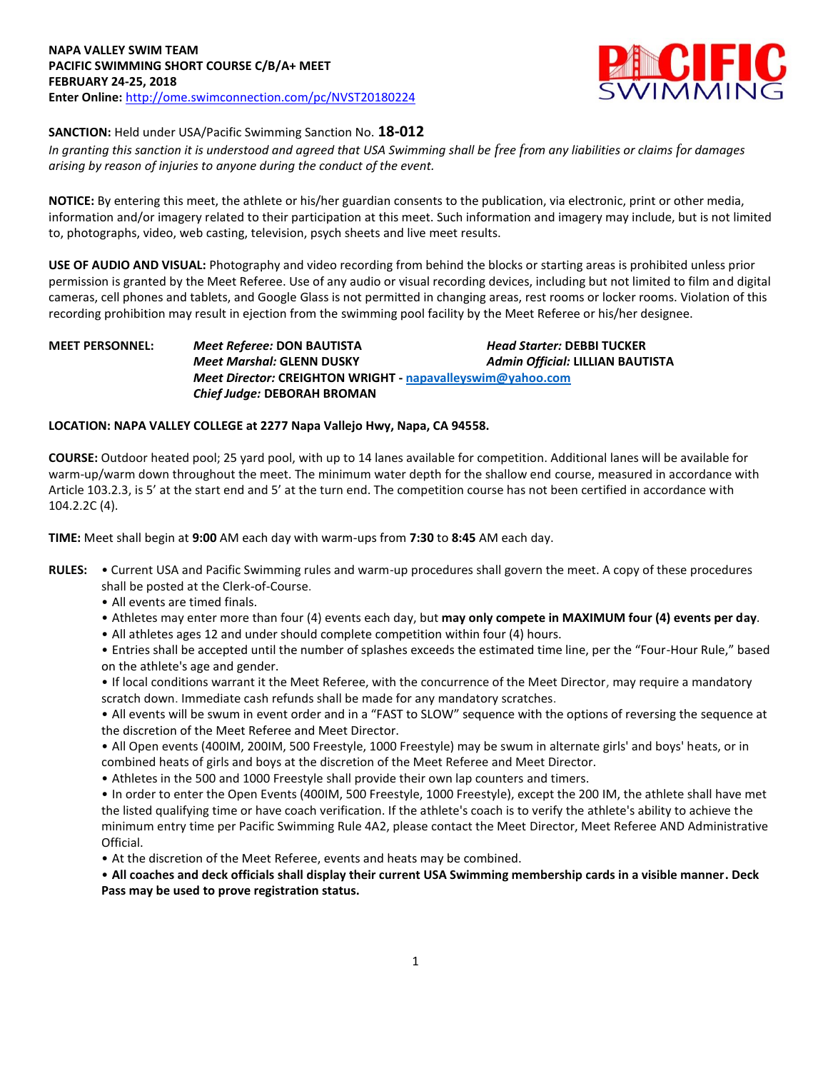**NAPA VALLEY SWIM TEAM**
**PACIFIC SWIMMING SHORT COURSE C/B/A+ MEET**
**FEBRUARY 24-25, 2018**
**Enter Online:** http://ome.swimconnection.com/pc/NVST20180224

**SANCTION:** Held under USA/Pacific Swimming Sanction No. **18-012**
*In granting this sanction it is understood and agreed that USA Swimming shall be free from any liabilities or claims for damages arising by reason of injuries to anyone during the conduct of the event.*

**NOTICE:** By entering this meet, the athlete or his/her guardian consents to the publication, via electronic, print or other media, information and/or imagery related to their participation at this meet. Such information and imagery may include, but is not limited to, photographs, video, web casting, television, psych sheets and live meet results.

**USE OF AUDIO AND VISUAL:** Photography and video recording from behind the blocks or starting areas is prohibited unless prior permission is granted by the Meet Referee. Use of any audio or visual recording devices, including but not limited to film and digital cameras, cell phones and tablets, and Google Glass is not permitted in changing areas, rest rooms or locker rooms. Violation of this recording prohibition may result in ejection from the swimming pool facility by the Meet Referee or his/her designee.

**MEET PERSONNEL:**
*Meet Referee:* **DON BAUTISTA**
*Head Starter:* **DEBBI TUCKER**
*Meet Marshal:* **GLENN DUSKY**
*Admin Official:* **LILLIAN BAUTISTA**
*Meet Director:* **CREIGHTON WRIGHT** - napavalleyswim@yahoo.com
*Chief Judge:* **DEBORAH BROMAN**

**LOCATION: NAPA VALLEY COLLEGE at 2277 Napa Vallejo Hwy, Napa, CA 94558.**

**COURSE:** Outdoor heated pool; 25 yard pool, with up to 14 lanes available for competition. Additional lanes will be available for warm-up/warm down throughout the meet. The minimum water depth for the shallow end course, measured in accordance with Article 103.2.3, is 5' at the start end and 5' at the turn end. The competition course has not been certified in accordance with 104.2.2C (4).

**TIME:** Meet shall begin at **9:00** AM each day with warm-ups from **7:30** to **8:45** AM each day.

**RULES:**

- Current USA and Pacific Swimming rules and warm-up procedures shall govern the meet. A copy of these procedures shall be posted at the Clerk-of-Course.
- All events are timed finals.
- Athletes may enter more than four (4) events each day, but **may only compete in MAXIMUM four (4) events per day**.
- All athletes ages 12 and under should complete competition within four (4) hours.
- Entries shall be accepted until the number of splashes exceeds the estimated time line, per the "Four-Hour Rule," based on the athlete's age and gender.
- If local conditions warrant it the Meet Referee, with the concurrence of the Meet Director, may require a mandatory scratch down. Immediate cash refunds shall be made for any mandatory scratches.
- All events will be swum in event order and in a "FAST to SLOW" sequence with the options of reversing the sequence at the discretion of the Meet Referee and Meet Director.
- All Open events (400IM, 200IM, 500 Freestyle, 1000 Freestyle) may be swum in alternate girls' and boys' heats, or in combined heats of girls and boys at the discretion of the Meet Referee and Meet Director.
- Athletes in the 500 and 1000 Freestyle shall provide their own lap counters and timers.
- In order to enter the Open Events (400IM, 500 Freestyle, 1000 Freestyle), except the 200 IM, the athlete shall have met the listed qualifying time or have coach verification. If the athlete's coach is to verify the athlete's ability to achieve the minimum entry time per Pacific Swimming Rule 4A2, please contact the Meet Director, Meet Referee AND Administrative Official.
- At the discretion of the Meet Referee, events and heats may be combined.
- **All coaches and deck officials shall display their current USA Swimming membership cards in a visible manner. Deck Pass may be used to prove registration status.**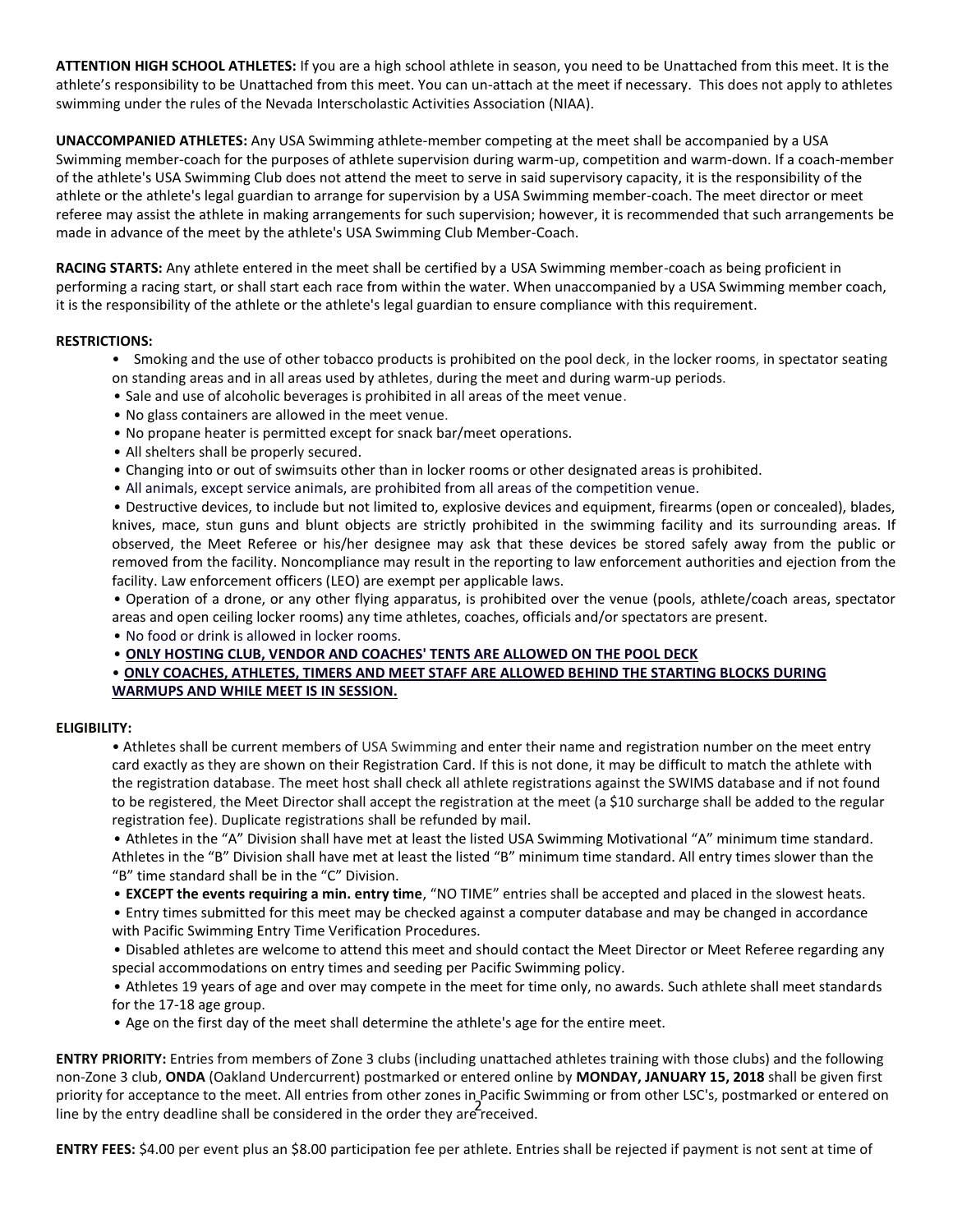**ATTENTION HIGH SCHOOL ATHLETES:** If you are a high school athlete in season, you need to be Unattached from this meet. It is the athlete's responsibility to be Unattached from this meet. You can un-attach at the meet if necessary. This does not apply to athletes swimming under the rules of the Nevada Interscholastic Activities Association (NIAA).

**UNACCOMPANIED ATHLETES:** Any USA Swimming athlete-member competing at the meet shall be accompanied by a USA Swimming member-coach for the purposes of athlete supervision during warm-up, competition and warm-down. If a coach-member of the athlete's USA Swimming Club does not attend the meet to serve in said supervisory capacity, it is the responsibility of the athlete or the athlete's legal guardian to arrange for supervision by a USA Swimming member-coach. The meet director or meet referee may assist the athlete in making arrangements for such supervision; however, it is recommended that such arrangements be made in advance of the meet by the athlete's USA Swimming Club Member-Coach.

**RACING STARTS:** Any athlete entered in the meet shall be certified by a USA Swimming member-coach as being proficient in performing a racing start, or shall start each race from within the water. When unaccompanied by a USA Swimming member coach, it is the responsibility of the athlete or the athlete's legal guardian to ensure compliance with this requirement.

**RESTRICTIONS:**

- Smoking and the use of other tobacco products is prohibited on the pool deck, in the locker rooms, in spectator seating on standing areas and in all areas used by athletes, during the meet and during warm-up periods.
- Sale and use of alcoholic beverages is prohibited in all areas of the meet venue.
- No glass containers are allowed in the meet venue.
- No propane heater is permitted except for snack bar/meet operations.
- All shelters shall be properly secured.
- Changing into or out of swimsuits other than in locker rooms or other designated areas is prohibited.
- All animals, except service animals, are prohibited from all areas of the competition venue.
- Destructive devices, to include but not limited to, explosive devices and equipment, firearms (open or concealed), blades, knives, mace, stun guns and blunt objects are strictly prohibited in the swimming facility and its surrounding areas. If observed, the Meet Referee or his/her designee may ask that these devices be stored safely away from the public or removed from the facility. Noncompliance may result in the reporting to law enforcement authorities and ejection from the facility. Law enforcement officers (LEO) are exempt per applicable laws.
- Operation of a drone, or any other flying apparatus, is prohibited over the venue (pools, athlete/coach areas, spectator areas and open ceiling locker rooms) any time athletes, coaches, officials and/or spectators are present.
- No food or drink is allowed in locker rooms.
- **ONLY HOSTING CLUB, VENDOR AND COACHES' TENTS ARE ALLOWED ON THE POOL DECK**
- **ONLY COACHES, ATHLETES, TIMERS AND MEET STAFF ARE ALLOWED BEHIND THE STARTING BLOCKS DURING WARMUPS AND WHILE MEET IS IN SESSION.**

**ELIGIBILITY:**

- Athletes shall be current members of USA Swimming and enter their name and registration number on the meet entry card exactly as they are shown on their Registration Card. If this is not done, it may be difficult to match the athlete with the registration database. The meet host shall check all athlete registrations against the SWIMS database and if not found to be registered, the Meet Director shall accept the registration at the meet (a $10 surcharge shall be added to the regular registration fee). Duplicate registrations shall be refunded by mail.
- Athletes in the "A" Division shall have met at least the listed USA Swimming Motivational "A" minimum time standard. Athletes in the "B" Division shall have met at least the listed "B" minimum time standard. All entry times slower than the "B" time standard shall be in the "C" Division.
- **EXCEPT the events requiring a min. entry time**, "NO TIME" entries shall be accepted and placed in the slowest heats.
- Entry times submitted for this meet may be checked against a computer database and may be changed in accordance with Pacific Swimming Entry Time Verification Procedures.
- Disabled athletes are welcome to attend this meet and should contact the Meet Director or Meet Referee regarding any special accommodations on entry times and seeding per Pacific Swimming policy.
- Athletes 19 years of age and over may compete in the meet for time only, no awards. Such athlete shall meet standards for the 17-18 age group.
- Age on the first day of the meet shall determine the athlete's age for the entire meet.

**ENTRY PRIORITY:** Entries from members of Zone 3 clubs (including unattached athletes training with those clubs) and the following non-Zone 3 club, **ONDA** (Oakland Undercurrent) postmarked or entered online by **MONDAY, JANUARY 15, 2018** shall be given first priority for acceptance to the meet. All entries from other zones in Pacific Swimming or from other LSC's, postmarked or entered on line by the entry deadline shall be considered in the order they are received.

**ENTRY FEES:** $4.00 per event plus an $8.00 participation fee per athlete. Entries shall be rejected if payment is not sent at time of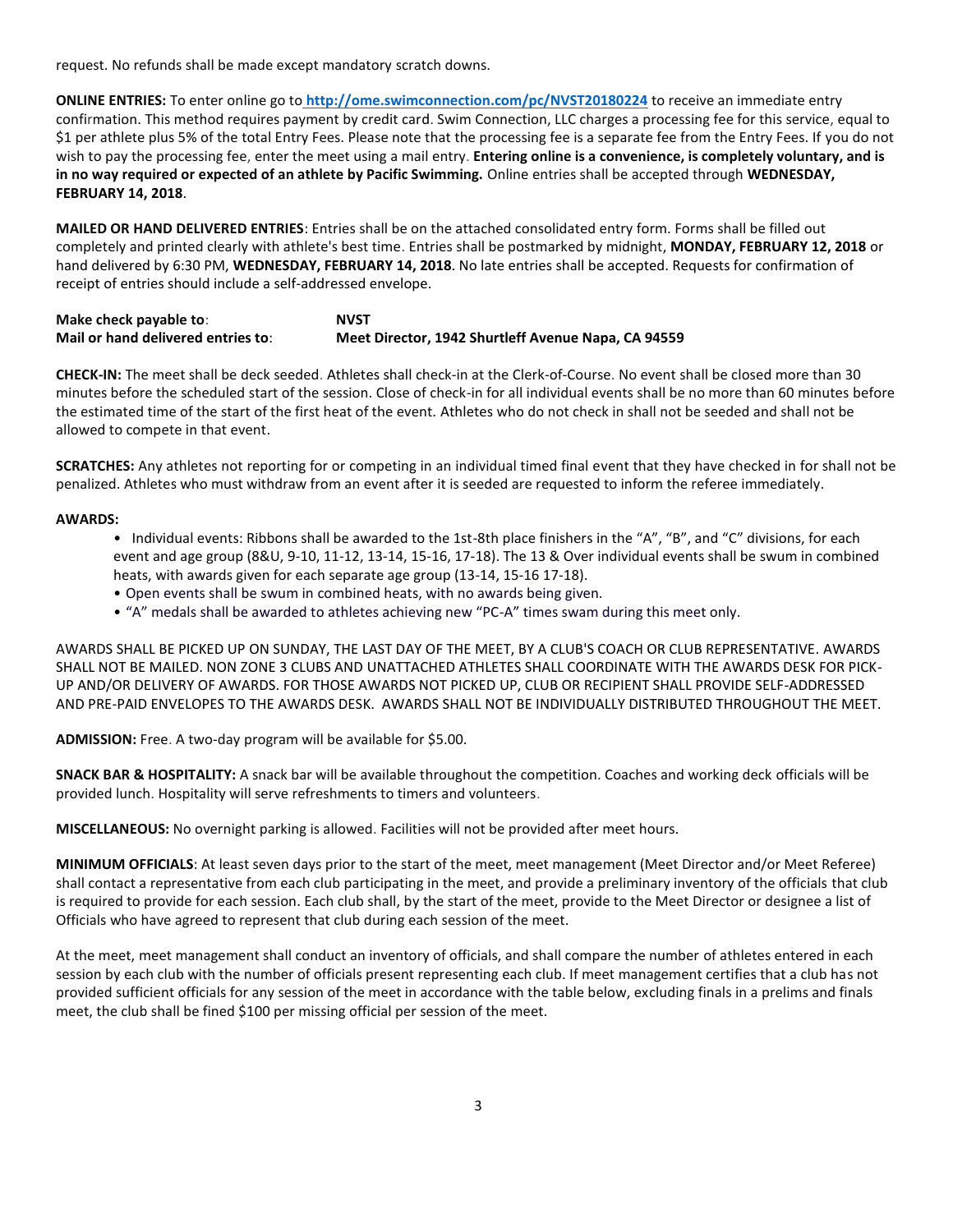request. No refunds shall be made except mandatory scratch downs.

**ONLINE ENTRIES:** To enter online go to **http://ome.swimconnection.com/pc/NVST20180224** to receive an immediate entry confirmation. This method requires payment by credit card. Swim Connection, LLC charges a processing fee for this service, equal to $1 per athlete plus 5% of the total Entry Fees. Please note that the processing fee is a separate fee from the Entry Fees. If you do not wish to pay the processing fee, enter the meet using a mail entry. **Entering online is a convenience, is completely voluntary, and is in no way required or expected of an athlete by Pacific Swimming.** Online entries shall be accepted through **WEDNESDAY, FEBRUARY 14, 2018**.

**MAILED OR HAND DELIVERED ENTRIES**: Entries shall be on the attached consolidated entry form. Forms shall be filled out completely and printed clearly with athlete's best time. Entries shall be postmarked by midnight, **MONDAY, FEBRUARY 12, 2018** or hand delivered by 6:30 PM, **WEDNESDAY, FEBRUARY 14, 2018**. No late entries shall be accepted. Requests for confirmation of receipt of entries should include a self-addressed envelope.

| | |
|---|---|
| **Make check payable to**: | **NVST** |
| **Mail or hand delivered entries to**: | **Meet Director, 1942 Shurtleff Avenue Napa, CA 94559** |

**CHECK-IN:** The meet shall be deck seeded. Athletes shall check-in at the Clerk-of-Course. No event shall be closed more than 30 minutes before the scheduled start of the session. Close of check-in for all individual events shall be no more than 60 minutes before the estimated time of the start of the first heat of the event. Athletes who do not check in shall not be seeded and shall not be allowed to compete in that event.

**SCRATCHES:** Any athletes not reporting for or competing in an individual timed final event that they have checked in for shall not be penalized. Athletes who must withdraw from an event after it is seeded are requested to inform the referee immediately.

**AWARDS:**

- Individual events: Ribbons shall be awarded to the 1st-8th place finishers in the "A", "B", and "C" divisions, for each event and age group (8&U, 9-10, 11-12, 13-14, 15-16, 17-18). The 13 & Over individual events shall be swum in combined heats, with awards given for each separate age group (13-14, 15-16 17-18).
- Open events shall be swum in combined heats, with no awards being given.
- "A" medals shall be awarded to athletes achieving new "PC-A" times swam during this meet only.

AWARDS SHALL BE PICKED UP ON SUNDAY, THE LAST DAY OF THE MEET, BY A CLUB'S COACH OR CLUB REPRESENTATIVE. AWARDS SHALL NOT BE MAILED. NON ZONE 3 CLUBS AND UNATTACHED ATHLETES SHALL COORDINATE WITH THE AWARDS DESK FOR PICK-UP AND/OR DELIVERY OF AWARDS. FOR THOSE AWARDS NOT PICKED UP, CLUB OR RECIPIENT SHALL PROVIDE SELF-ADDRESSED AND PRE-PAID ENVELOPES TO THE AWARDS DESK. AWARDS SHALL NOT BE INDIVIDUALLY DISTRIBUTED THROUGHOUT THE MEET.

**ADMISSION:** Free. A two-day program will be available for $5.00.

**SNACK BAR & HOSPITALITY:** A snack bar will be available throughout the competition. Coaches and working deck officials will be provided lunch. Hospitality will serve refreshments to timers and volunteers.

**MISCELLANEOUS:** No overnight parking is allowed. Facilities will not be provided after meet hours.

**MINIMUM OFFICIALS**: At least seven days prior to the start of the meet, meet management (Meet Director and/or Meet Referee) shall contact a representative from each club participating in the meet, and provide a preliminary inventory of the officials that club is required to provide for each session. Each club shall, by the start of the meet, provide to the Meet Director or designee a list of Officials who have agreed to represent that club during each session of the meet.

At the meet, meet management shall conduct an inventory of officials, and shall compare the number of athletes entered in each session by each club with the number of officials present representing each club. If meet management certifies that a club has not provided sufficient officials for any session of the meet in accordance with the table below, excluding finals in a prelims and finals meet, the club shall be fined $100 per missing official per session of the meet.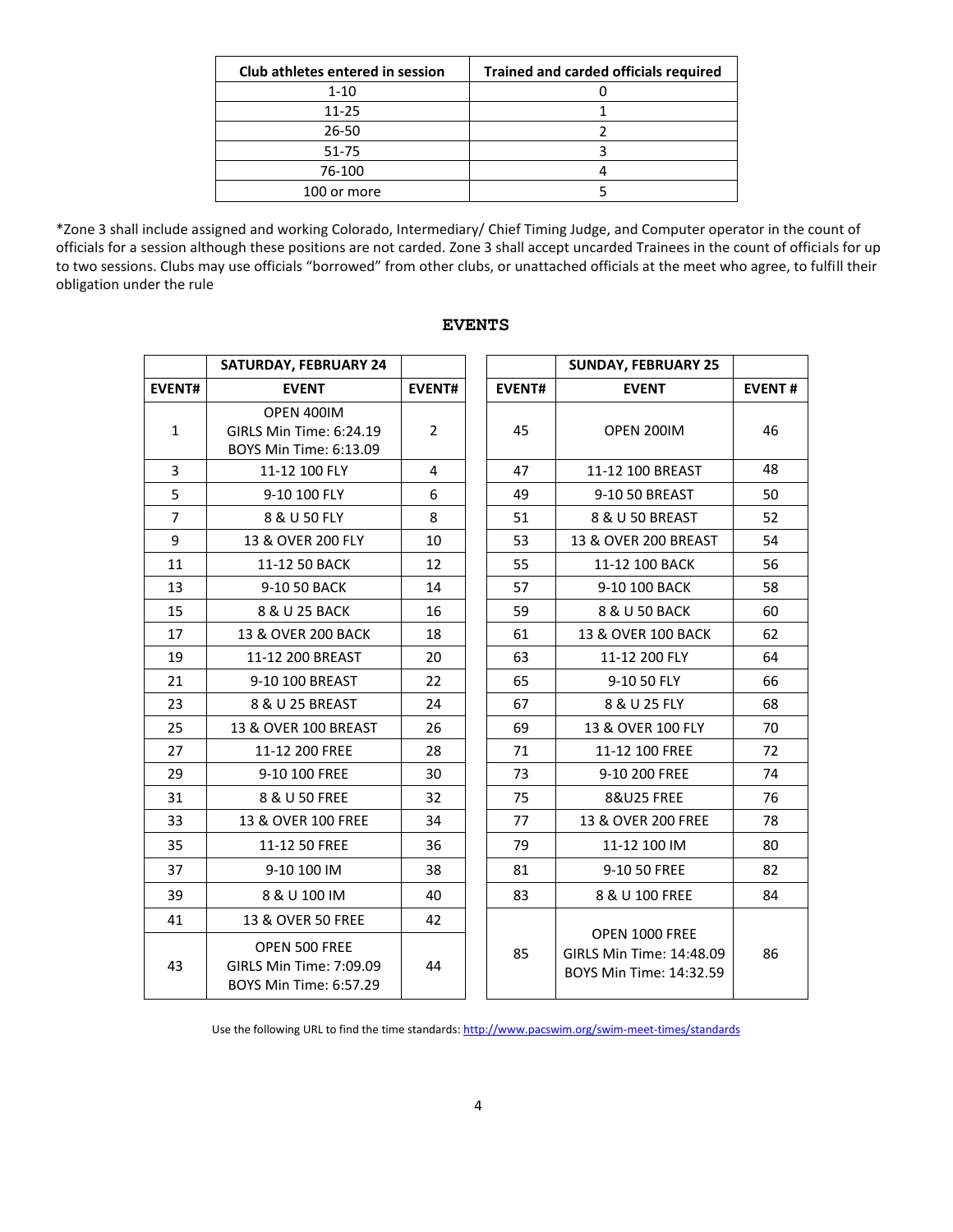| Club athletes entered in session | Trained and carded officials required |
|---|---|
| 1-10 | 0 |
| 11-25 | 1 |
| 26-50 | 2 |
| 51-75 | 3 |
| 76-100 | 4 |
| 100 or more | 5 |

*Zone 3 shall include assigned and working Colorado, Intermediary/ Chief Timing Judge, and Computer operator in the count of officials for a session although these positions are not carded. Zone 3 shall accept uncarded Trainees in the count of officials for up to two sessions. Clubs may use officials "borrowed" from other clubs, or unattached officials at the meet who agree, to fulfill their obligation under the rule

## EVENTS

| | SATURDAY, FEBRUARY 24 | |
|---|---|---|
| EVENT# | EVENT | EVENT# |
| 1 | OPEN 400IM<br>GIRLS Min Time: 6:24.19<br>BOYS Min Time: 6:13.09 | 2 |
| 3 | 11-12 100 FLY | 4 |
| 5 | 9-10 100 FLY | 6 |
| 7 | 8 & U 50 FLY | 8 |
| 9 | 13 & OVER 200 FLY | 10 |
| 11 | 11-12 50 BACK | 12 |
| 13 | 9-10 50 BACK | 14 |
| 15 | 8 & U 25 BACK | 16 |
| 17 | 13 & OVER 200 BACK | 18 |
| 19 | 11-12 200 BREAST | 20 |
| 21 | 9-10 100 BREAST | 22 |
| 23 | 8 & U 25 BREAST | 24 |
| 25 | 13 & OVER 100 BREAST | 26 |
| 27 | 11-12 200 FREE | 28 |
| 29 | 9-10 100 FREE | 30 |
| 31 | 8 & U 50 FREE | 32 |
| 33 | 13 & OVER 100 FREE | 34 |
| 35 | 11-12 50 FREE | 36 |
| 37 | 9-10 100 IM | 38 |
| 39 | 8 & U 100 IM | 40 |
| 41 | 13 & OVER 50 FREE | 42 |
| 43 | OPEN 500 FREE<br>GIRLS Min Time: 7:09.09<br>BOYS Min Time: 6:57.29 | 44 |

| | SUNDAY, FEBRUARY 25 | |
|---|---|---|
| EVENT# | EVENT | EVENT # |
| 45 | OPEN 200IM | 46 |
| 47 | 11-12 100 BREAST | 48 |
| 49 | 9-10 50 BREAST | 50 |
| 51 | 8 & U 50 BREAST | 52 |
| 53 | 13 & OVER 200 BREAST | 54 |
| 55 | 11-12 100 BACK | 56 |
| 57 | 9-10 100 BACK | 58 |
| 59 | 8 & U 50 BACK | 60 |
| 61 | 13 & OVER 100 BACK | 62 |
| 63 | 11-12 200 FLY | 64 |
| 65 | 9-10 50 FLY | 66 |
| 67 | 8 & U 25 FLY | 68 |
| 69 | 13 & OVER 100 FLY | 70 |
| 71 | 11-12 100 FREE | 72 |
| 73 | 9-10 200 FREE | 74 |
| 75 | 8&U25 FREE | 76 |
| 77 | 13 & OVER 200 FREE | 78 |
| 79 | 11-12 100 IM | 80 |
| 81 | 9-10 50 FREE | 82 |
| 83 | 8 & U 100 FREE | 84 |
| 85 | OPEN 1000 FREE<br>GIRLS Min Time: 14:48.09<br>BOYS Min Time: 14:32.59 | 86 |

Use the following URL to find the time standards: http://www.pacswim.org/swim-meet-times/standards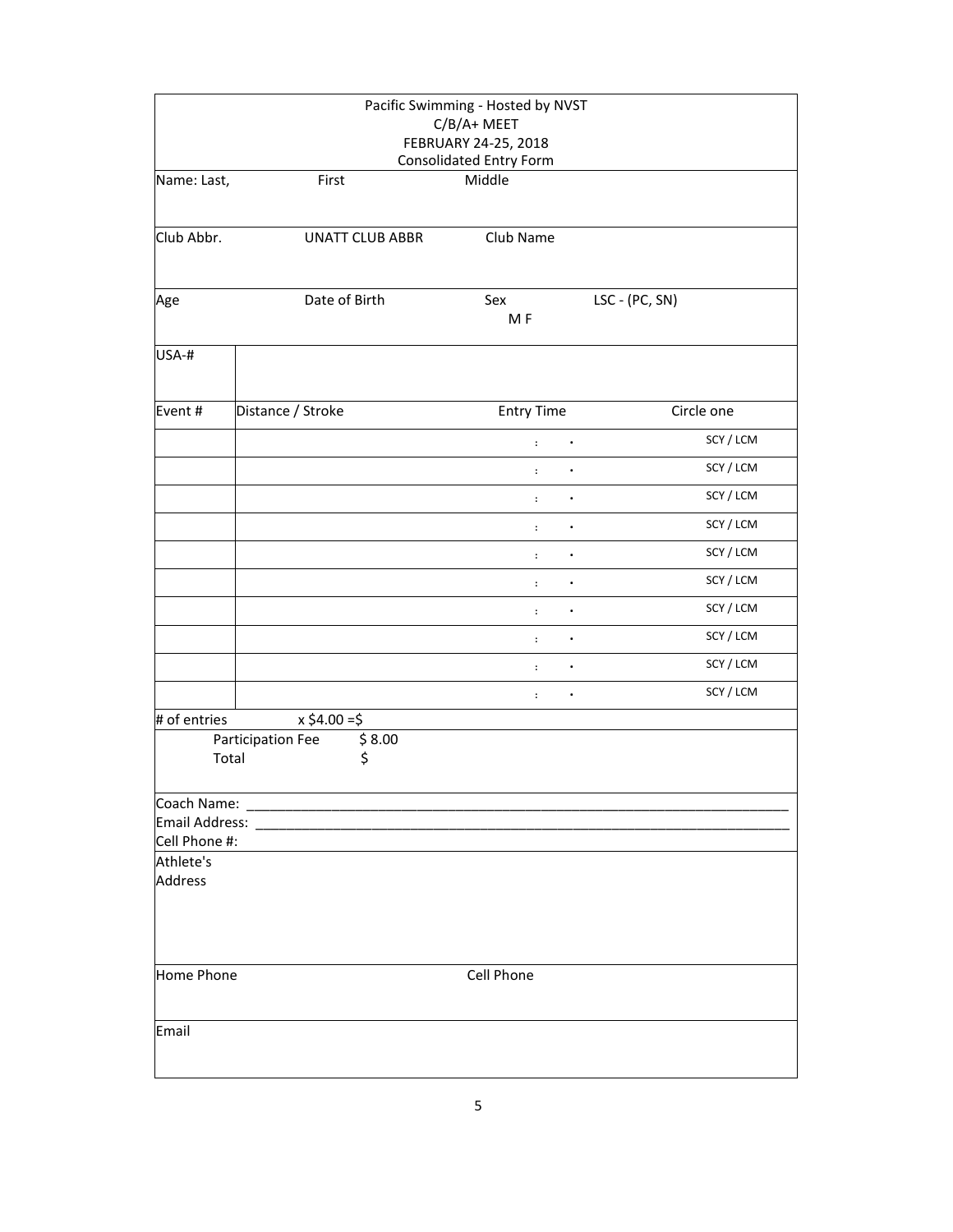Pacific Swimming - Hosted by NVST
C/B/A+ MEET
FEBRUARY 24-25, 2018
Consolidated Entry Form

| | | | |
|---|---|---|---|
| Name: Last, | First | Middle | |
| Club Abbr. | UNATT CLUB ABBR | Club Name | |
| Age | Date of Birth | Sex<br>M F | LSC - (PC, SN) |

| | | | |
|---|---|---|---|
| USA-# | | | |
| Event # | Distance / Stroke | Entry Time | Circle one |
| | | : . | SCY / LCM |
| | | : . | SCY / LCM |
| | | : . | SCY / LCM |
| | | : . | SCY / LCM |
| | | : . | SCY / LCM |
| | | : . | SCY / LCM |
| | | : . | SCY / LCM |
| | | : . | SCY / LCM |
| | | : . | SCY / LCM |
| | | : . | SCY / LCM |

# of entries x $4.00 =$

Participation Fee $ 8.00
Total $

Coach Name: ______________________________________________
Email Address: ______________________________________________
Cell Phone #:

Athlete's Address

Home Phone Cell Phone

Email